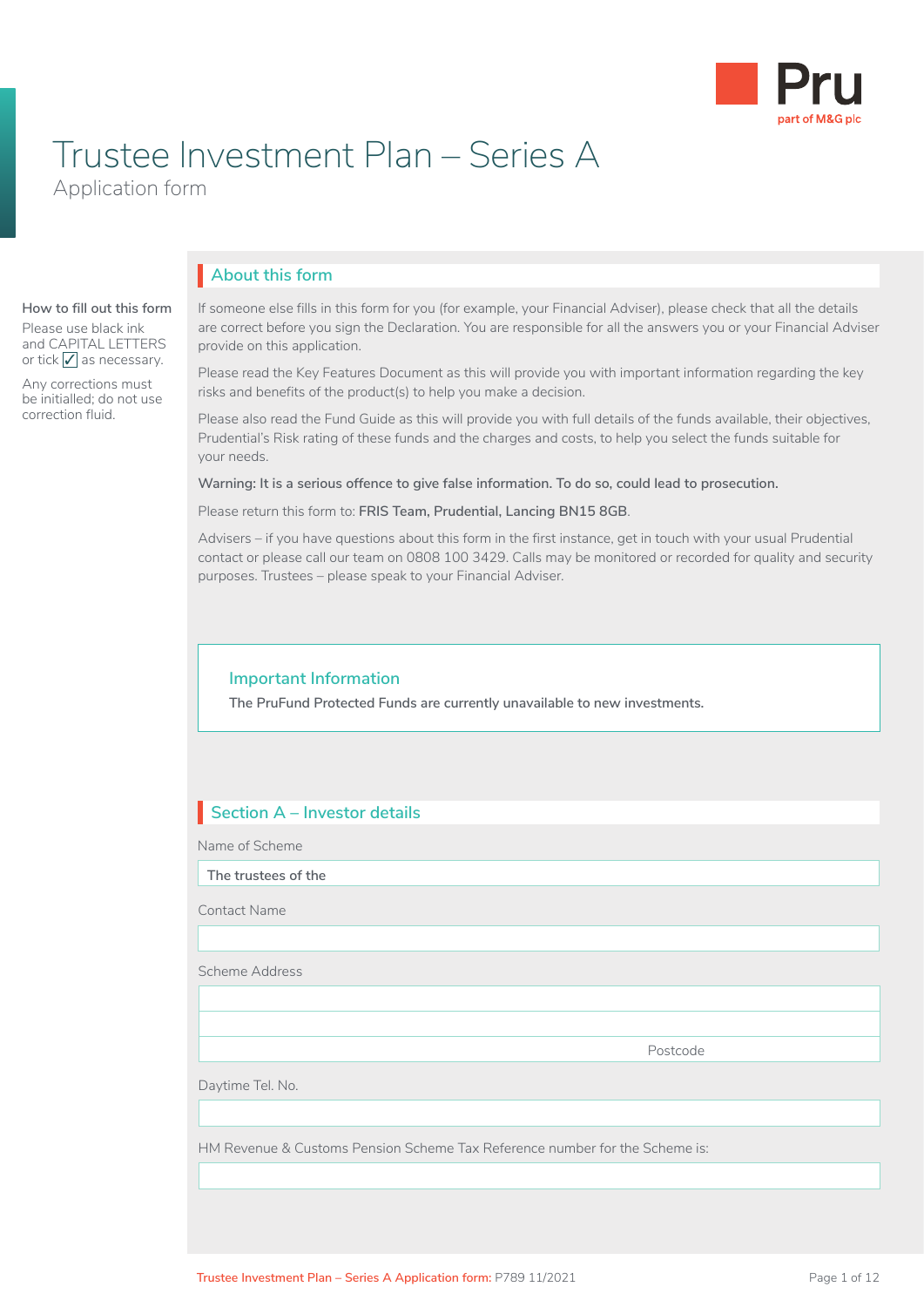Pru
part of M&G plc

# Trustee Investment Plan – Series A

Application form

**How to fill out this form**

Please use black ink and CAPITAL LETTERS or tick ✓ as necessary.

Any corrections must be initialled; do not use correction fluid.

## About this form

If someone else fills in this form for you (for example, your Financial Adviser), please check that all the details are correct before you sign the Declaration. You are responsible for all the answers you or your Financial Adviser provide on this application.

Please read the Key Features Document as this will provide you with important information regarding the key risks and benefits of the product(s) to help you make a decision.

Please also read the Fund Guide as this will provide you with full details of the funds available, their objectives, Prudential's Risk rating of these funds and the charges and costs, to help you select the funds suitable for your needs.

**Warning: It is a serious offence to give false information. To do so, could lead to prosecution.**

Please return this form to: **FRIS Team, Prudential, Lancing BN15 8GB**.

Advisers – if you have questions about this form in the first instance, get in touch with your usual Prudential contact or please call our team on 0808 100 3429. Calls may be monitored or recorded for quality and security purposes. Trustees – please speak to your Financial Adviser.

### Important Information

**The PruFund Protected Funds are currently unavailable to new investments.**

## Section A – Investor details

Name of Scheme

The trustees of the

Contact Name

Scheme Address

Postcode

Daytime Tel. No.

HM Revenue & Customs Pension Scheme Tax Reference number for the Scheme is: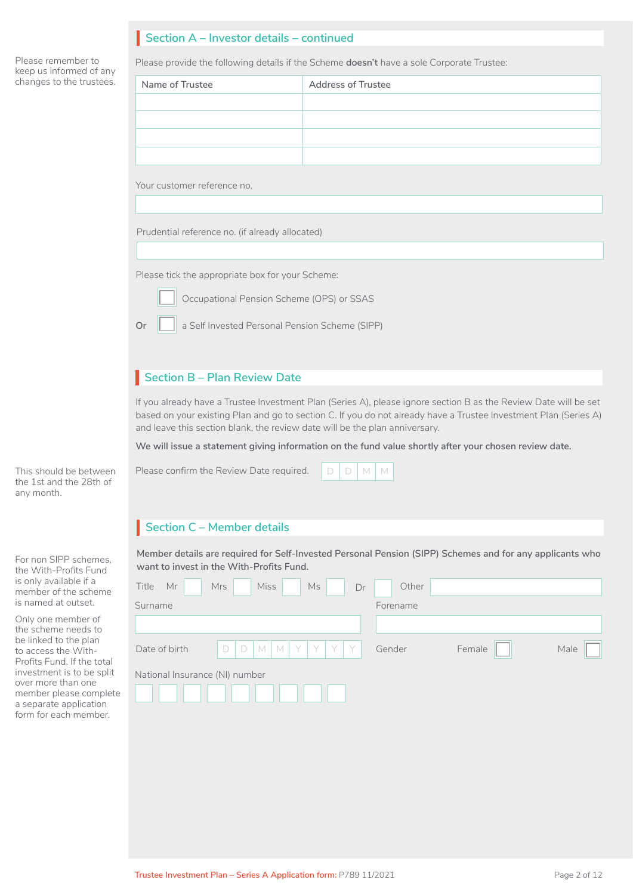## Section A – Investor details – continued

Please remember to keep us informed of any changes to the trustees.

Please provide the following details if the Scheme **doesn't** have a sole Corporate Trustee:

| Name of Trustee | Address of Trustee |
|---|---|
| | |
| | |
| | |
| | |

Your customer reference no.

Prudential reference no. (if already allocated)

Please tick the appropriate box for your Scheme:

☐ Occupational Pension Scheme (OPS) or SSAS

Or ☐ a Self Invested Personal Pension Scheme (SIPP)

## Section B – Plan Review Date

If you already have a Trustee Investment Plan (Series A), please ignore section B as the Review Date will be set based on your existing Plan and go to section C. If you do not already have a Trustee Investment Plan (Series A) and leave this section blank, the review date will be the plan anniversary.

**We will issue a statement giving information on the fund value shortly after your chosen review date.**

This should be between the 1st and the 28th of any month.

Please confirm the Review Date required. D D M M

## Section C – Member details

For non SIPP schemes, the With-Profits Fund is only available if a member of the scheme is named at outset.

Only one member of the scheme needs to be linked to the plan to access the With-Profits Fund. If the total investment is to be split over more than one member please complete a separate application form for each member.

**Member details are required for Self-Invested Personal Pension (SIPP) Schemes and for any applicants who want to invest in the With-Profits Fund.**

Title Mr ☐ Mrs ☐ Miss ☐ Ms ☐ Dr ☐ Other

Surname

Forename

Date of birth D D M M Y Y Y Y

Gender Female ☐ Male ☐

National Insurance (NI) number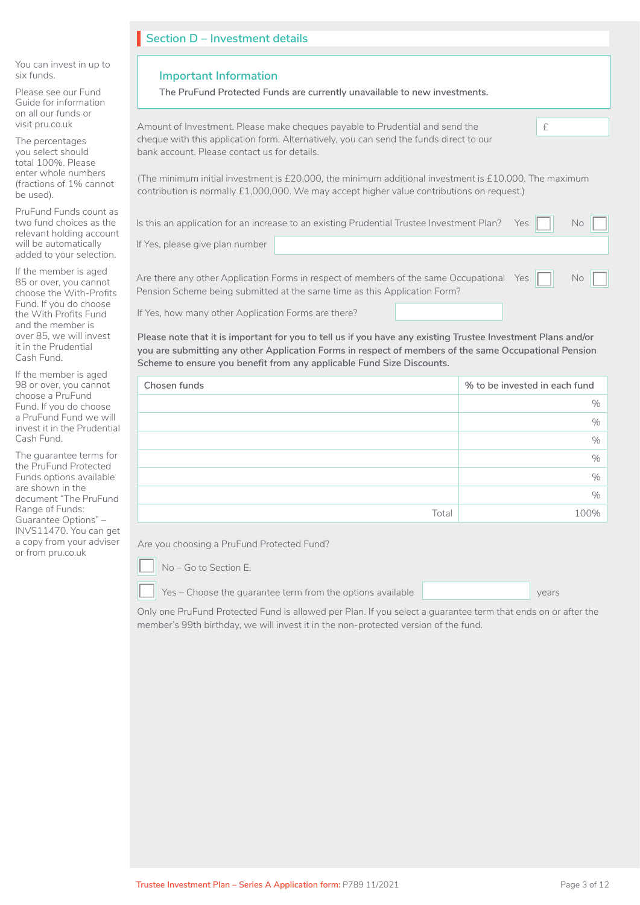## Section D – Investment details

You can invest in up to six funds.

Please see our Fund Guide for information on all our funds or visit pru.co.uk

The percentages you select should total 100%. Please enter whole numbers (fractions of 1% cannot be used).

PruFund Funds count as two fund choices as the relevant holding account will be automatically added to your selection.

If the member is aged 85 or over, you cannot choose the With-Profits Fund. If you do choose the With Profits Fund and the member is over 85, we will invest it in the Prudential Cash Fund.

If the member is aged 98 or over, you cannot choose a PruFund Fund. If you do choose a PruFund Fund we will invest it in the Prudential Cash Fund.

The guarantee terms for the PruFund Protected Funds options available are shown in the document "The PruFund Range of Funds: Guarantee Options" – INVS11470. You can get a copy from your adviser or from pru.co.uk

### Important Information

**The PruFund Protected Funds are currently unavailable to new investments.**

Amount of Investment. Please make cheques payable to Prudential and send the cheque with this application form. Alternatively, you can send the funds direct to our bank account. Please contact us for details. £

(The minimum initial investment is £20,000, the minimum additional investment is £10,000. The maximum contribution is normally £1,000,000. We may accept higher value contributions on request.)

Is this an application for an increase to an existing Prudential Trustee Investment Plan? Yes ☐ No ☐

If Yes, please give plan number

Are there any other Application Forms in respect of members of the same Occupational Pension Scheme being submitted at the same time as this Application Form? Yes ☐ No ☐

If Yes, how many other Application Forms are there?

**Please note that it is important for you to tell us if you have any existing Trustee Investment Plans and/or you are submitting any other Application Forms in respect of members of the same Occupational Pension Scheme to ensure you benefit from any applicable Fund Size Discounts.**

| Chosen funds | % to be invested in each fund |
|---|---|
| | % |
| | % |
| | % |
| | % |
| | % |
| | % |
| Total | 100% |

Are you choosing a PruFund Protected Fund?

☐ No – Go to Section E.

☐ Yes – Choose the guarantee term from the options available ______ years

Only one PruFund Protected Fund is allowed per Plan. If you select a guarantee term that ends on or after the member's 99th birthday, we will invest it in the non-protected version of the fund.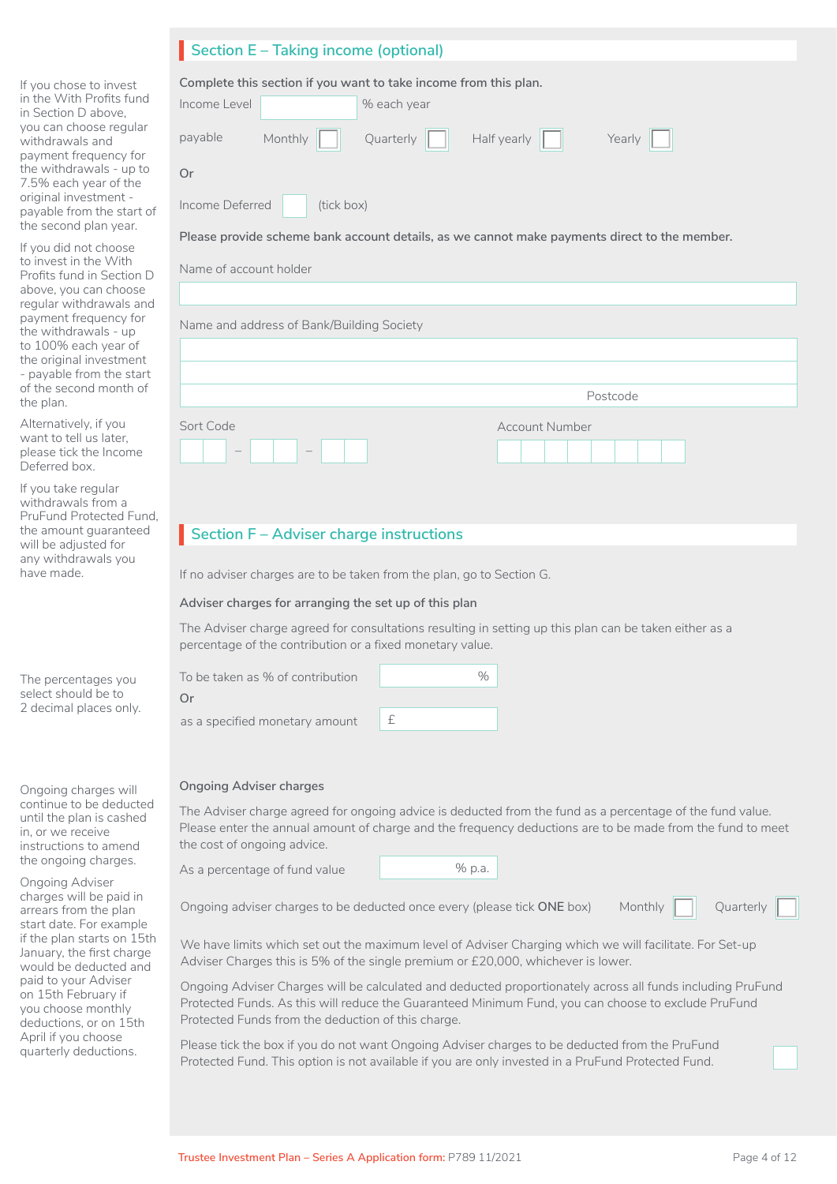## Section E – Taking income (optional)

If you chose to invest in the With Profits fund in Section D above, you can choose regular withdrawals and payment frequency for the withdrawals - up to 7.5% each year of the original investment - payable from the start of the second plan year.

If you did not choose to invest in the With Profits fund in Section D above, you can choose regular withdrawals and payment frequency for the withdrawals - up to 100% each year of the original investment - payable from the start of the second month of the plan.

Alternatively, if you want to tell us later, please tick the Income Deferred box.

If you take regular withdrawals from a PruFund Protected Fund, the amount guaranteed will be adjusted for any withdrawals you have made.

**Complete this section if you want to take income from this plan.**

Income Level ______ % each year

payable Monthly ☐ Quarterly ☐ Half yearly ☐ Yearly ☐

Or

Income Deferred ☐ (tick box)

**Please provide scheme bank account details, as we cannot make payments direct to the member.**

Name of account holder

______

Name and address of Bank/Building Society

______

______

Postcode ______

Sort Code ☐☐ – ☐☐ – ☐☐

Account Number ☐☐☐☐☐☐☐☐

## Section F – Adviser charge instructions

If no adviser charges are to be taken from the plan, go to Section G.

**Adviser charges for arranging the set up of this plan**

The Adviser charge agreed for consultations resulting in setting up this plan can be taken either as a percentage of the contribution or a fixed monetary value.

The percentages you select should be to 2 decimal places only.

To be taken as % of contribution ______ %

Or

as a specified monetary amount £ ______

**Ongoing Adviser charges**

Ongoing charges will continue to be deducted until the plan is cashed in, or we receive instructions to amend the ongoing charges.

Ongoing Adviser charges will be paid in arrears from the plan start date. For example if the plan starts on 15th January, the first charge would be deducted and paid to your Adviser on 15th February if you choose monthly deductions, or on 15th April if you choose quarterly deductions.

The Adviser charge agreed for ongoing advice is deducted from the fund as a percentage of the fund value. Please enter the annual amount of charge and the frequency deductions are to be made from the fund to meet the cost of ongoing advice.

As a percentage of fund value ______ % p.a.

Ongoing adviser charges to be deducted once every (please tick **ONE** box) Monthly ☐ Quarterly ☐

We have limits which set out the maximum level of Adviser Charging which we will facilitate. For Set-up Adviser Charges this is 5% of the single premium or £20,000, whichever is lower.

Ongoing Adviser Charges will be calculated and deducted proportionately across all funds including PruFund Protected Funds. As this will reduce the Guaranteed Minimum Fund, you can choose to exclude PruFund Protected Funds from the deduction of this charge.

Please tick the box if you do not want Ongoing Adviser charges to be deducted from the PruFund Protected Fund. This option is not available if you are only invested in a PruFund Protected Fund. ☐

Trustee Investment Plan – Series A Application form: P789 11/2021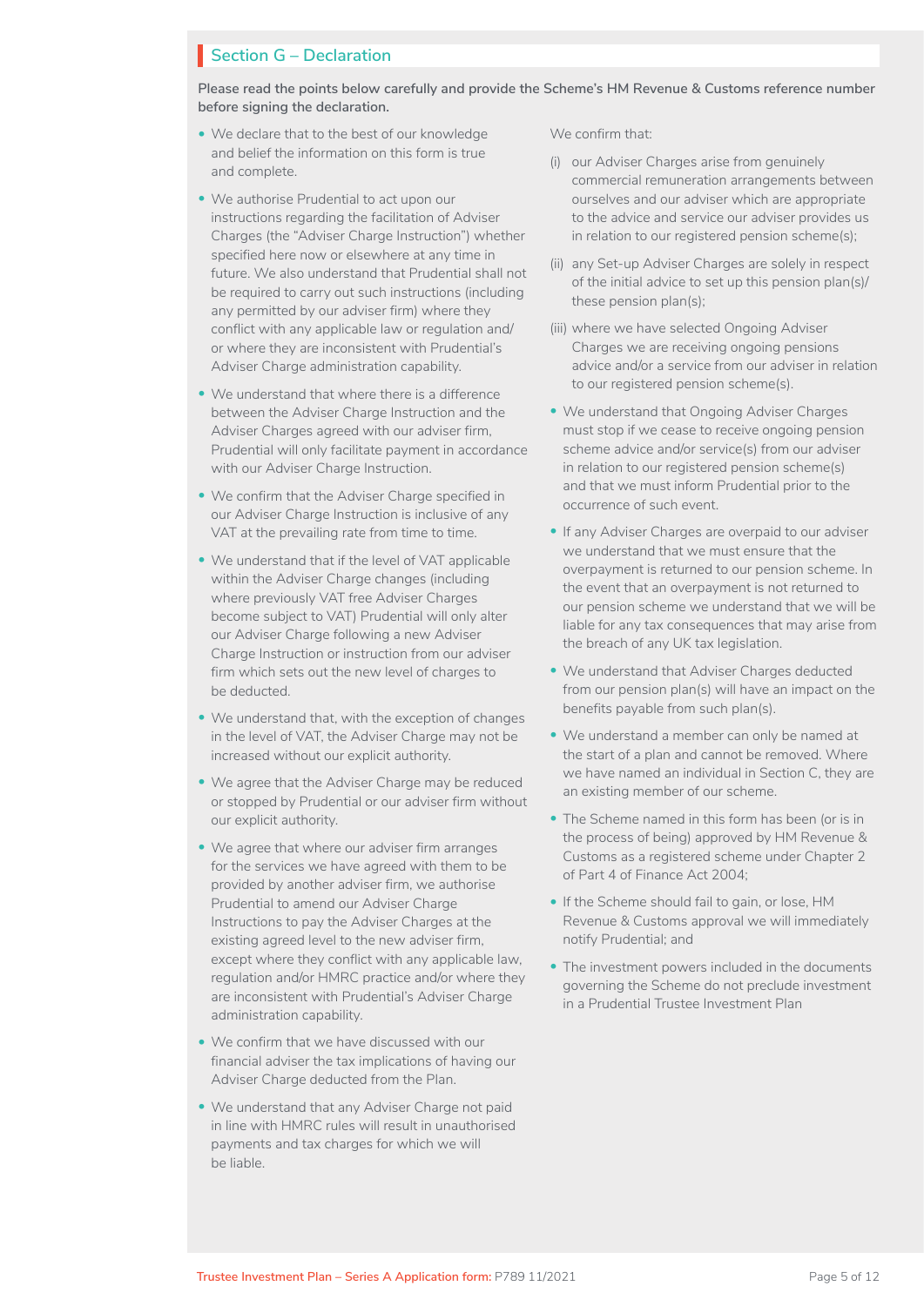## Section G – Declaration

**Please read the points below carefully and provide the Scheme's HM Revenue & Customs reference number before signing the declaration.**

- We declare that to the best of our knowledge and belief the information on this form is true and complete.
- We authorise Prudential to act upon our instructions regarding the facilitation of Adviser Charges (the "Adviser Charge Instruction") whether specified here now or elsewhere at any time in future. We also understand that Prudential shall not be required to carry out such instructions (including any permitted by our adviser firm) where they conflict with any applicable law or regulation and/or where they are inconsistent with Prudential's Adviser Charge administration capability.
- We understand that where there is a difference between the Adviser Charge Instruction and the Adviser Charges agreed with our adviser firm, Prudential will only facilitate payment in accordance with our Adviser Charge Instruction.
- We confirm that the Adviser Charge specified in our Adviser Charge Instruction is inclusive of any VAT at the prevailing rate from time to time.
- We understand that if the level of VAT applicable within the Adviser Charge changes (including where previously VAT free Adviser Charges become subject to VAT) Prudential will only alter our Adviser Charge following a new Adviser Charge Instruction or instruction from our adviser firm which sets out the new level of charges to be deducted.
- We understand that, with the exception of changes in the level of VAT, the Adviser Charge may not be increased without our explicit authority.
- We agree that the Adviser Charge may be reduced or stopped by Prudential or our adviser firm without our explicit authority.
- We agree that where our adviser firm arranges for the services we have agreed with them to be provided by another adviser firm, we authorise Prudential to amend our Adviser Charge Instructions to pay the Adviser Charges at the existing agreed level to the new adviser firm, except where they conflict with any applicable law, regulation and/or HMRC practice and/or where they are inconsistent with Prudential's Adviser Charge administration capability.
- We confirm that we have discussed with our financial adviser the tax implications of having our Adviser Charge deducted from the Plan.
- We understand that any Adviser Charge not paid in line with HMRC rules will result in unauthorised payments and tax charges for which we will be liable.

We confirm that:

(i) our Adviser Charges arise from genuinely commercial remuneration arrangements between ourselves and our adviser which are appropriate to the advice and service our adviser provides us in relation to our registered pension scheme(s);

(ii) any Set-up Adviser Charges are solely in respect of the initial advice to set up this pension plan(s)/ these pension plan(s);

(iii) where we have selected Ongoing Adviser Charges we are receiving ongoing pensions advice and/or a service from our adviser in relation to our registered pension scheme(s).

- We understand that Ongoing Adviser Charges must stop if we cease to receive ongoing pension scheme advice and/or service(s) from our adviser in relation to our registered pension scheme(s) and that we must inform Prudential prior to the occurrence of such event.
- If any Adviser Charges are overpaid to our adviser we understand that we must ensure that the overpayment is returned to our pension scheme. In the event that an overpayment is not returned to our pension scheme we understand that we will be liable for any tax consequences that may arise from the breach of any UK tax legislation.
- We understand that Adviser Charges deducted from our pension plan(s) will have an impact on the benefits payable from such plan(s).
- We understand a member can only be named at the start of a plan and cannot be removed. Where we have named an individual in Section C, they are an existing member of our scheme.
- The Scheme named in this form has been (or is in the process of being) approved by HM Revenue & Customs as a registered scheme under Chapter 2 of Part 4 of Finance Act 2004;
- If the Scheme should fail to gain, or lose, HM Revenue & Customs approval we will immediately notify Prudential; and
- The investment powers included in the documents governing the Scheme do not preclude investment in a Prudential Trustee Investment Plan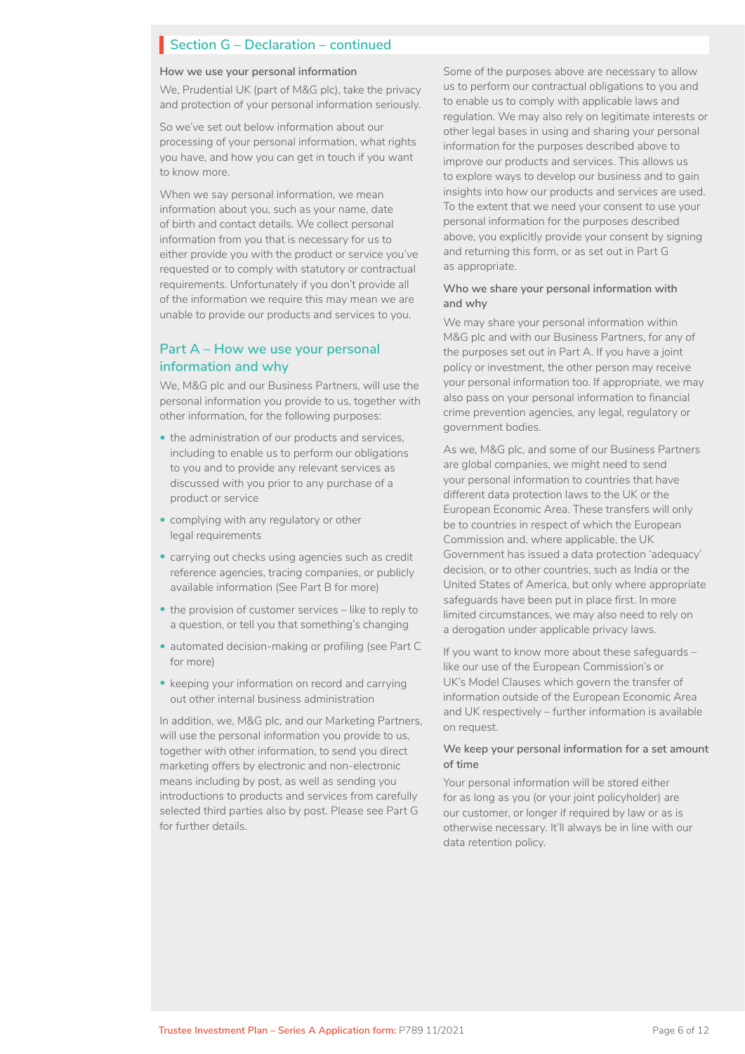## Section G – Declaration – continued

### How we use your personal information

We, Prudential UK (part of M&G plc), take the privacy and protection of your personal information seriously.

So we've set out below information about our processing of your personal information, what rights you have, and how you can get in touch if you want to know more.

When we say personal information, we mean information about you, such as your name, date of birth and contact details. We collect personal information from you that is necessary for us to either provide you with the product or service you've requested or to comply with statutory or contractual requirements. Unfortunately if you don't provide all of the information we require this may mean we are unable to provide our products and services to you.

## Part A – How we use your personal information and why

We, M&G plc and our Business Partners, will use the personal information you provide to us, together with other information, for the following purposes:

- the administration of our products and services, including to enable us to perform our obligations to you and to provide any relevant services as discussed with you prior to any purchase of a product or service
- complying with any regulatory or other legal requirements
- carrying out checks using agencies such as credit reference agencies, tracing companies, or publicly available information (See Part B for more)
- the provision of customer services – like to reply to a question, or tell you that something's changing
- automated decision-making or profiling (see Part C for more)
- keeping your information on record and carrying out other internal business administration

In addition, we, M&G plc, and our Marketing Partners, will use the personal information you provide to us, together with other information, to send you direct marketing offers by electronic and non-electronic means including by post, as well as sending you introductions to products and services from carefully selected third parties also by post. Please see Part G for further details.

Some of the purposes above are necessary to allow us to perform our contractual obligations to you and to enable us to comply with applicable laws and regulation. We may also rely on legitimate interests or other legal bases in using and sharing your personal information for the purposes described above to improve our products and services. This allows us to explore ways to develop our business and to gain insights into how our products and services are used. To the extent that we need your consent to use your personal information for the purposes described above, you explicitly provide your consent by signing and returning this form, or as set out in Part G as appropriate.

### Who we share your personal information with and why

We may share your personal information within M&G plc and with our Business Partners, for any of the purposes set out in Part A. If you have a joint policy or investment, the other person may receive your personal information too. If appropriate, we may also pass on your personal information to financial crime prevention agencies, any legal, regulatory or government bodies.

As we, M&G plc, and some of our Business Partners are global companies, we might need to send your personal information to countries that have different data protection laws to the UK or the European Economic Area. These transfers will only be to countries in respect of which the European Commission and, where applicable, the UK Government has issued a data protection 'adequacy' decision, or to other countries, such as India or the United States of America, but only where appropriate safeguards have been put in place first. In more limited circumstances, we may also need to rely on a derogation under applicable privacy laws.

If you want to know more about these safeguards – like our use of the European Commission's or UK's Model Clauses which govern the transfer of information outside of the European Economic Area and UK respectively – further information is available on request.

### We keep your personal information for a set amount of time

Your personal information will be stored either for as long as you (or your joint policyholder) are our customer, or longer if required by law or as is otherwise necessary. It'll always be in line with our data retention policy.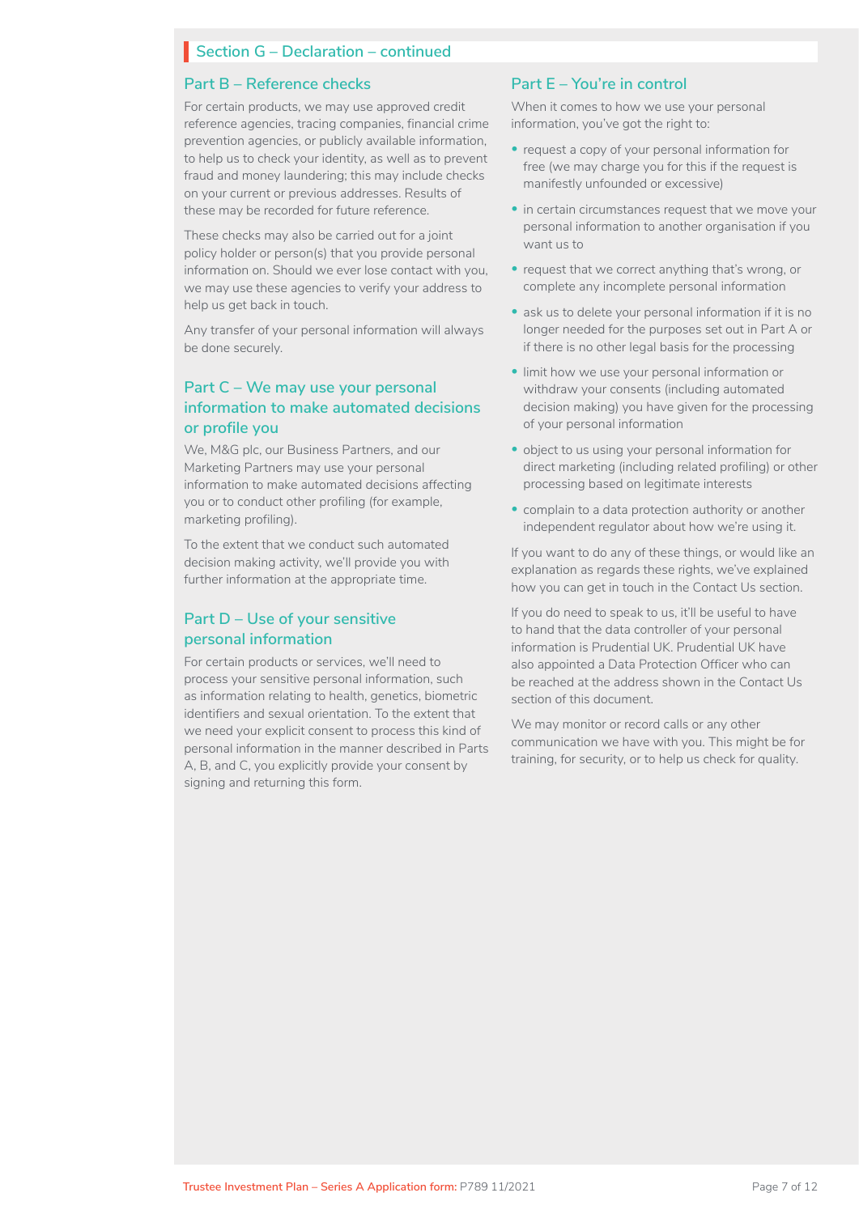## Section G – Declaration – continued

### Part B – Reference checks

For certain products, we may use approved credit reference agencies, tracing companies, financial crime prevention agencies, or publicly available information, to help us to check your identity, as well as to prevent fraud and money laundering; this may include checks on your current or previous addresses. Results of these may be recorded for future reference.

These checks may also be carried out for a joint policy holder or person(s) that you provide personal information on. Should we ever lose contact with you, we may use these agencies to verify your address to help us get back in touch.

Any transfer of your personal information will always be done securely.

### Part C – We may use your personal information to make automated decisions or profile you

We, M&G plc, our Business Partners, and our Marketing Partners may use your personal information to make automated decisions affecting you or to conduct other profiling (for example, marketing profiling).

To the extent that we conduct such automated decision making activity, we'll provide you with further information at the appropriate time.

### Part D – Use of your sensitive personal information

For certain products or services, we'll need to process your sensitive personal information, such as information relating to health, genetics, biometric identifiers and sexual orientation. To the extent that we need your explicit consent to process this kind of personal information in the manner described in Parts A, B, and C, you explicitly provide your consent by signing and returning this form.

### Part E – You're in control

When it comes to how we use your personal information, you've got the right to:

- request a copy of your personal information for free (we may charge you for this if the request is manifestly unfounded or excessive)
- in certain circumstances request that we move your personal information to another organisation if you want us to
- request that we correct anything that's wrong, or complete any incomplete personal information
- ask us to delete your personal information if it is no longer needed for the purposes set out in Part A or if there is no other legal basis for the processing
- limit how we use your personal information or withdraw your consents (including automated decision making) you have given for the processing of your personal information
- object to us using your personal information for direct marketing (including related profiling) or other processing based on legitimate interests
- complain to a data protection authority or another independent regulator about how we're using it.

If you want to do any of these things, or would like an explanation as regards these rights, we've explained how you can get in touch in the Contact Us section.

If you do need to speak to us, it'll be useful to have to hand that the data controller of your personal information is Prudential UK. Prudential UK have also appointed a Data Protection Officer who can be reached at the address shown in the Contact Us section of this document.

We may monitor or record calls or any other communication we have with you. This might be for training, for security, or to help us check for quality.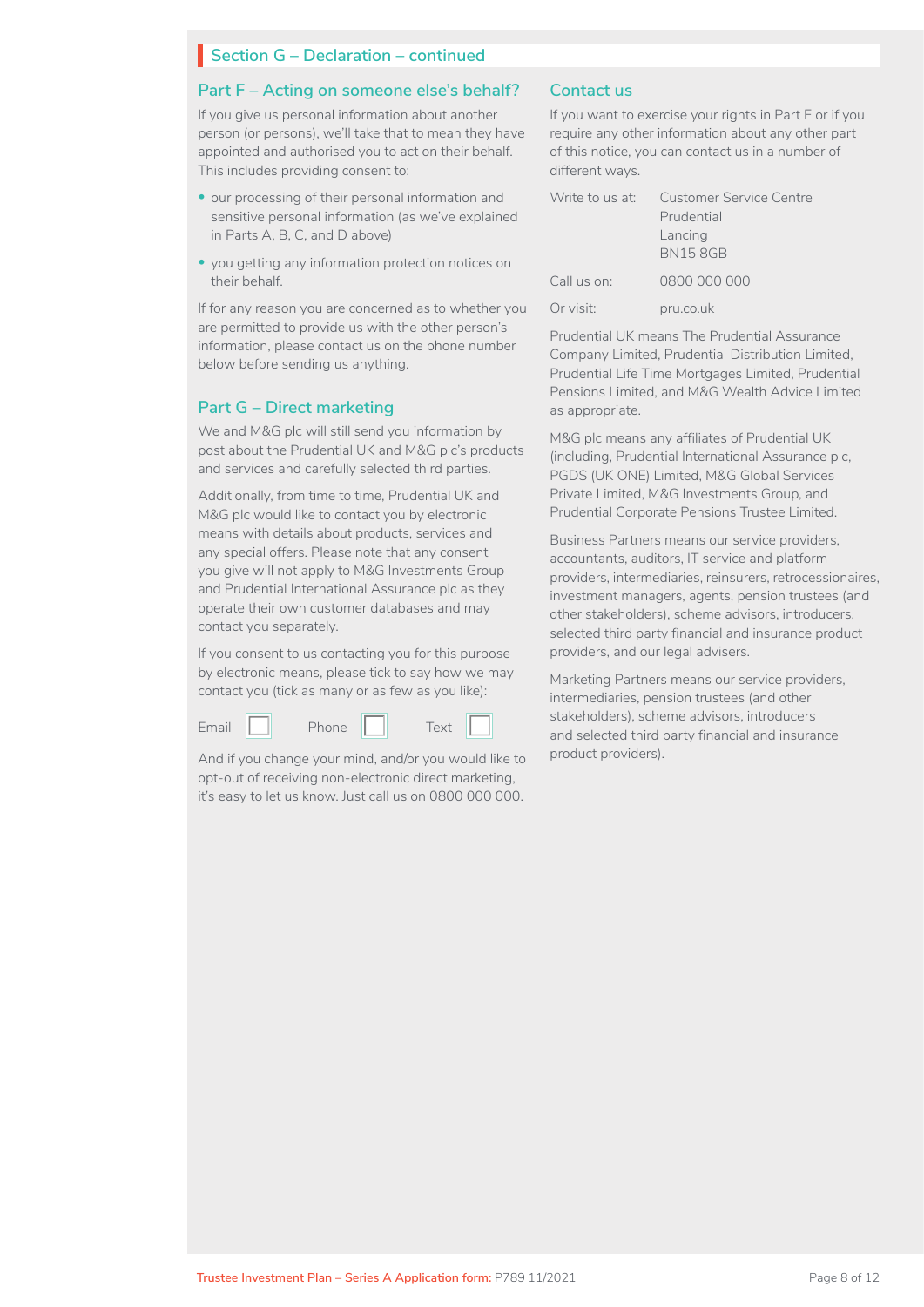## Section G – Declaration – continued

### Part F – Acting on someone else's behalf?

If you give us personal information about another person (or persons), we'll take that to mean they have appointed and authorised you to act on their behalf. This includes providing consent to:

- our processing of their personal information and sensitive personal information (as we've explained in Parts A, B, C, and D above)
- you getting any information protection notices on their behalf.

If for any reason you are concerned as to whether you are permitted to provide us with the other person's information, please contact us on the phone number below before sending us anything.

### Part G – Direct marketing

We and M&G plc will still send you information by post about the Prudential UK and M&G plc's products and services and carefully selected third parties.

Additionally, from time to time, Prudential UK and M&G plc would like to contact you by electronic means with details about products, services and any special offers. Please note that any consent you give will not apply to M&G Investments Group and Prudential International Assurance plc as they operate their own customer databases and may contact you separately.

If you consent to us contacting you for this purpose by electronic means, please tick to say how we may contact you (tick as many or as few as you like):

Email ☐ Phone ☐ Text ☐

And if you change your mind, and/or you would like to opt-out of receiving non-electronic direct marketing, it's easy to let us know. Just call us on 0800 000 000.

### Contact us

If you want to exercise your rights in Part E or if you require any other information about any other part of this notice, you can contact us in a number of different ways.

| | |
|---|---|
| Write to us at: | Customer Service Centre<br>Prudential<br>Lancing<br>BN15 8GB |
| Call us on: | 0800 000 000 |
| Or visit: | pru.co.uk |

Prudential UK means The Prudential Assurance Company Limited, Prudential Distribution Limited, Prudential Life Time Mortgages Limited, Prudential Pensions Limited, and M&G Wealth Advice Limited as appropriate.

M&G plc means any affiliates of Prudential UK (including, Prudential International Assurance plc, PGDS (UK ONE) Limited, M&G Global Services Private Limited, M&G Investments Group, and Prudential Corporate Pensions Trustee Limited.

Business Partners means our service providers, accountants, auditors, IT service and platform providers, intermediaries, reinsurers, retrocessionaires, investment managers, agents, pension trustees (and other stakeholders), scheme advisors, introducers, selected third party financial and insurance product providers, and our legal advisers.

Marketing Partners means our service providers, intermediaries, pension trustees (and other stakeholders), scheme advisors, introducers and selected third party financial and insurance product providers).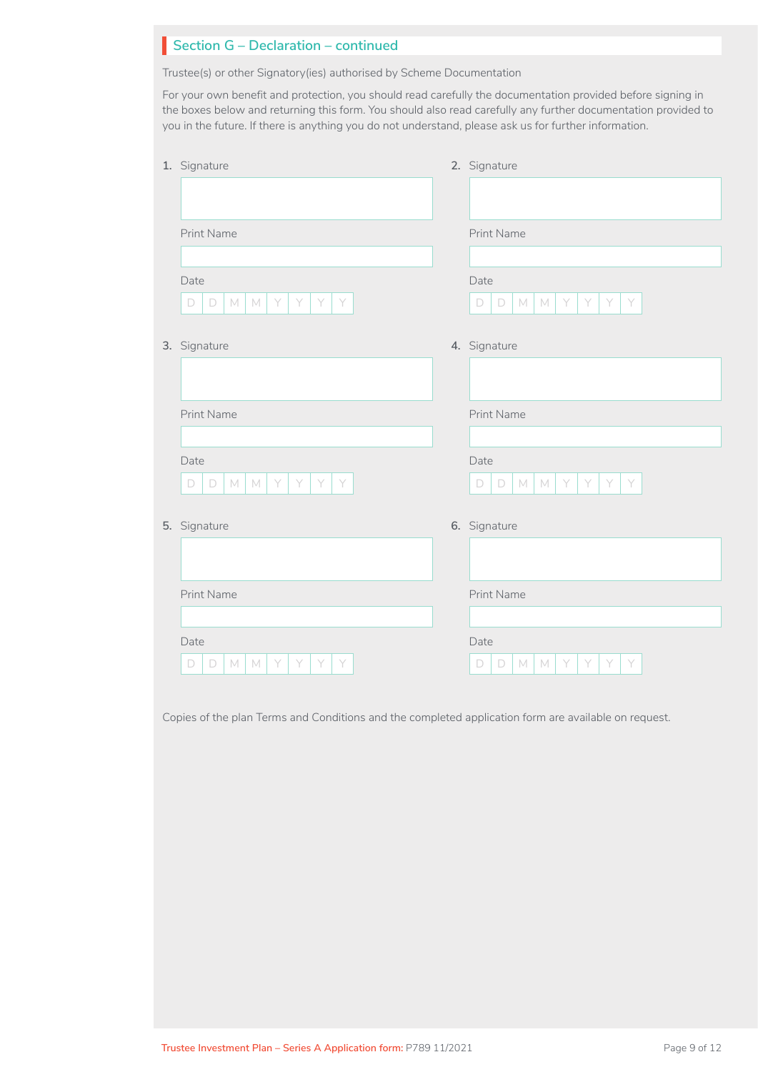## Section G – Declaration – continued

Trustee(s) or other Signatory(ies) authorised by Scheme Documentation

For your own benefit and protection, you should read carefully the documentation provided before signing in the boxes below and returning this form. You should also read carefully any further documentation provided to you in the future. If there is anything you do not understand, please ask us for further information.

**1.** Signature

Print Name

Date

D D M M Y Y Y Y

**2.** Signature

Print Name

Date

D D M M Y Y Y Y

**3.** Signature

Print Name

Date

D D M M Y Y Y Y

**4.** Signature

Print Name

Date

D D M M Y Y Y Y

**5.** Signature

Print Name

Date

D D M M Y Y Y Y

**6.** Signature

Print Name

Date

D D M M Y Y Y Y

Copies of the plan Terms and Conditions and the completed application form are available on request.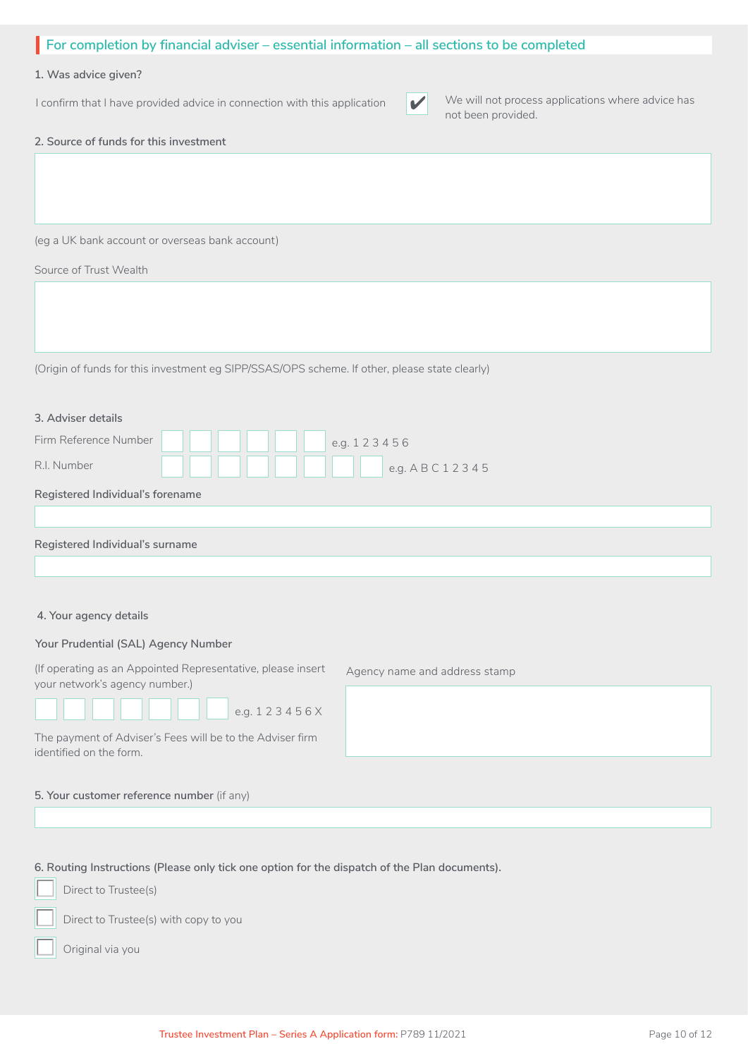## For completion by financial adviser – essential information – all sections to be completed

### 1. Was advice given?

I confirm that I have provided advice in connection with this application ☑

We will not process applications where advice has not been provided.

### 2. Source of funds for this investment

(eg a UK bank account or overseas bank account)

Source of Trust Wealth

(Origin of funds for this investment eg SIPP/SSAS/OPS scheme. If other, please state clearly)

### 3. Adviser details

Firm Reference Number e.g. 1 2 3 4 5 6

R.I. Number e.g. A B C 1 2 3 4 5

**Registered Individual's forename**

**Registered Individual's surname**

### 4. Your agency details

**Your Prudential (SAL) Agency Number**

(If operating as an Appointed Representative, please insert your network's agency number.)

e.g. 1 2 3 4 5 6 X

The payment of Adviser's Fees will be to the Adviser firm identified on the form.

Agency name and address stamp

### 5. Your customer reference number (if any)

### 6. Routing Instructions (Please only tick one option for the dispatch of the Plan documents).

- ☐ Direct to Trustee(s)
- ☐ Direct to Trustee(s) with copy to you
- ☐ Original via you

Trustee Investment Plan – Series A Application form: P789 11/2021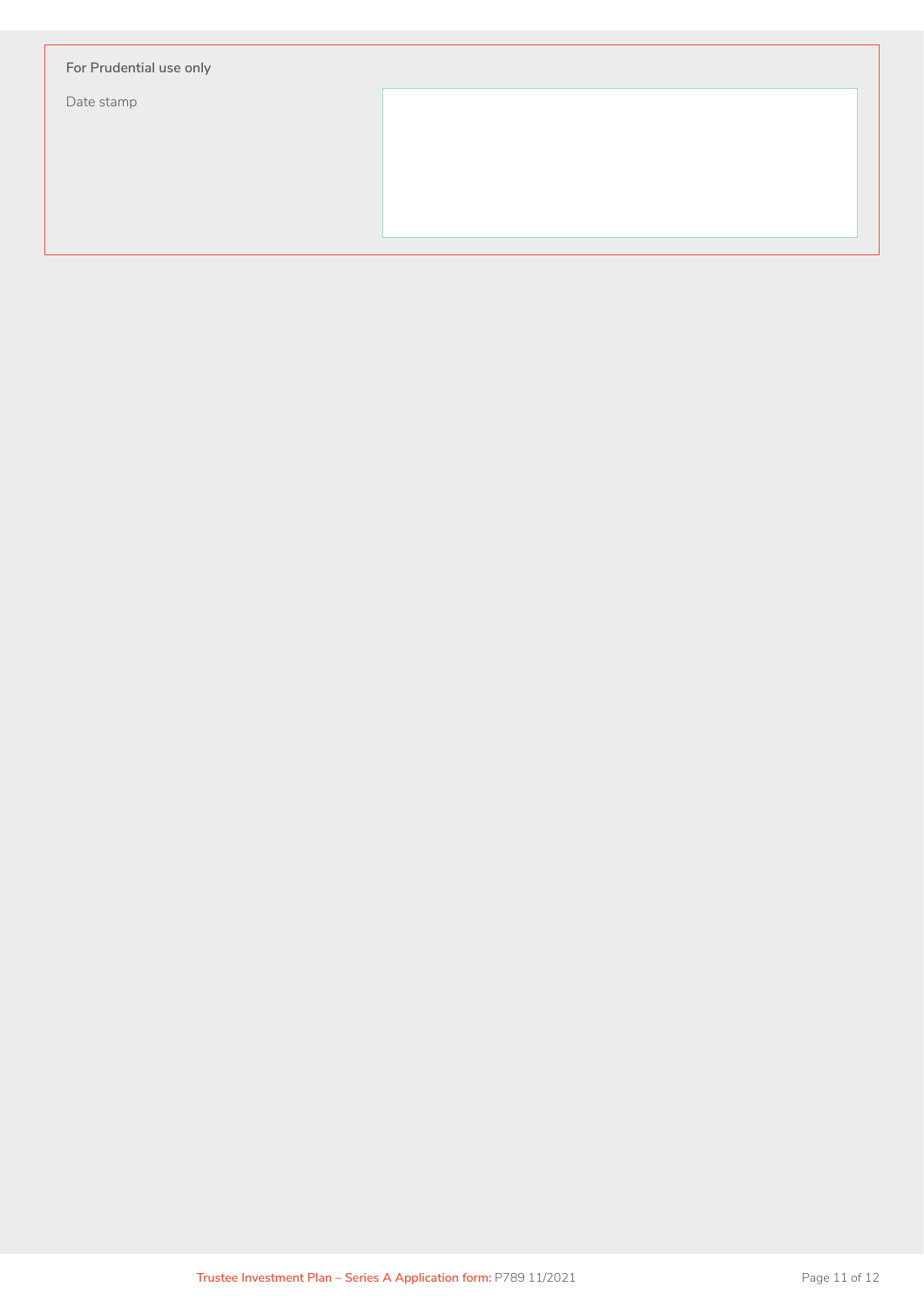**For Prudential use only**

Date stamp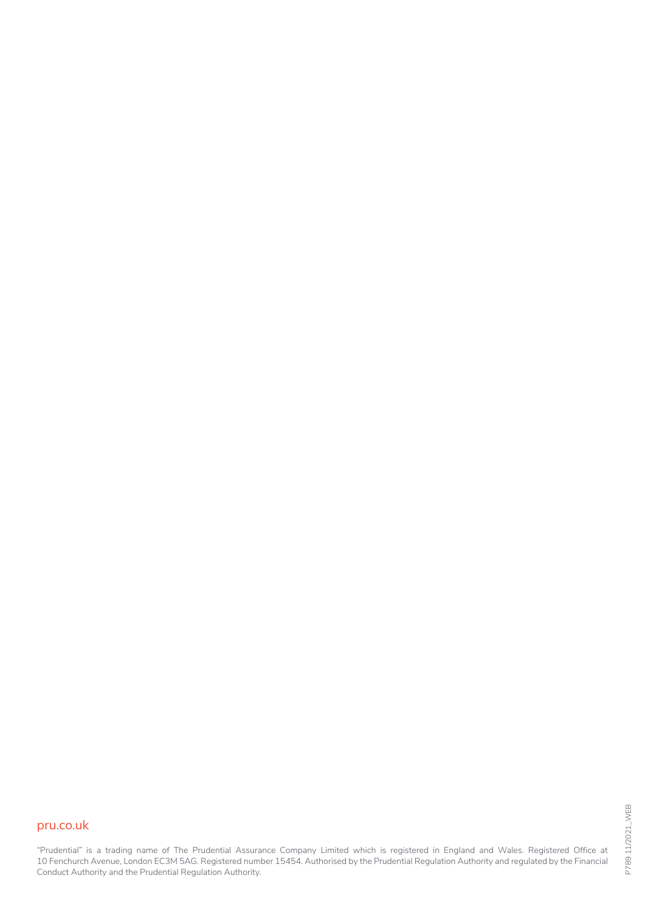pru.co.uk

"Prudential" is a trading name of The Prudential Assurance Company Limited which is registered in England and Wales. Registered Office at 10 Fenchurch Avenue, London EC3M 5AG. Registered number 15454. Authorised by the Prudential Regulation Authority and regulated by the Financial Conduct Authority and the Prudential Regulation Authority.

P789 11/2021_WEB